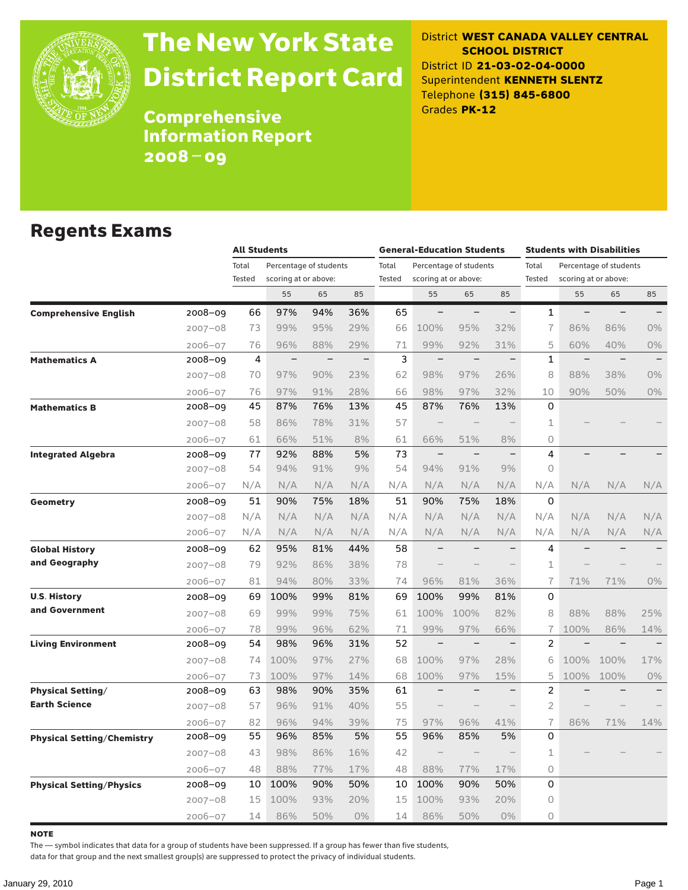# The New York State District Report Card

## Comprehensive Information Report 2008 – 09

District **WEST CANADA VALLEY CENTRAL SCHOOL DISTRICT**
District ID **21-03-02-04-0000**
Superintendent **KENNETH SLENTZ**
Telephone **(315) 845-6800**
Grades **PK-12**

## Regents Exams

| | | All Students | | | | General-Education Students | | | | Students with Disabilities | | | |
|---|---|---|---|---|---|---|---|---|---|---|---|---|---|
| | | Total Tested | Percentage of students scoring at or above: | | | Total Tested | Percentage of students scoring at or above: | | | Total Tested | Percentage of students scoring at or above: | | |
| | | | 55 | 65 | 85 | | 55 | 65 | 85 | | 55 | 65 | 85 |
| **Comprehensive English** | 2008–09 | 66 | 97% | 94% | 36% | 65 | – | – | – | 1 | – | – | – |
| | 2007–08 | 73 | 99% | 95% | 29% | 66 | 100% | 95% | 32% | 7 | 86% | 86% | 0% |
| | 2006–07 | 76 | 96% | 88% | 29% | 71 | 99% | 92% | 31% | 5 | 60% | 40% | 0% |
| **Mathematics A** | 2008–09 | 4 | – | – | – | 3 | – | – | – | 1 | – | – | – |
| | 2007–08 | 70 | 97% | 90% | 23% | 62 | 98% | 97% | 26% | 8 | 88% | 38% | 0% |
| | 2006–07 | 76 | 97% | 91% | 28% | 66 | 98% | 97% | 32% | 10 | 90% | 50% | 0% |
| **Mathematics B** | 2008–09 | 45 | 87% | 76% | 13% | 45 | 87% | 76% | 13% | 0 | | | |
| | 2007–08 | 58 | 86% | 78% | 31% | 57 | – | – | – | 1 | – | – | – |
| | 2006–07 | 61 | 66% | 51% | 8% | 61 | 66% | 51% | 8% | 0 | | | |
| **Integrated Algebra** | 2008–09 | 77 | 92% | 88% | 5% | 73 | – | – | – | 4 | – | – | – |
| | 2007–08 | 54 | 94% | 91% | 9% | 54 | 94% | 91% | 9% | 0 | | | |
| | 2006–07 | N/A | N/A | N/A | N/A | N/A | N/A | N/A | N/A | N/A | N/A | N/A | N/A |
| **Geometry** | 2008–09 | 51 | 90% | 75% | 18% | 51 | 90% | 75% | 18% | 0 | | | |
| | 2007–08 | N/A | N/A | N/A | N/A | N/A | N/A | N/A | N/A | N/A | N/A | N/A | N/A |
| | 2006–07 | N/A | N/A | N/A | N/A | N/A | N/A | N/A | N/A | N/A | N/A | N/A | N/A |
| **Global History and Geography** | 2008–09 | 62 | 95% | 81% | 44% | 58 | – | – | – | 4 | – | – | – |
| | 2007–08 | 79 | 92% | 86% | 38% | 78 | – | – | – | 1 | – | – | – |
| | 2006–07 | 81 | 94% | 80% | 33% | 74 | 96% | 81% | 36% | 7 | 71% | 71% | 0% |
| **U.S. History and Government** | 2008–09 | 69 | 100% | 99% | 81% | 69 | 100% | 99% | 81% | 0 | | | |
| | 2007–08 | 69 | 99% | 99% | 75% | 61 | 100% | 100% | 82% | 8 | 88% | 88% | 25% |
| | 2006–07 | 78 | 99% | 96% | 62% | 71 | 99% | 97% | 66% | 7 | 100% | 86% | 14% |
| **Living Environment** | 2008–09 | 54 | 98% | 96% | 31% | 52 | – | – | – | 2 | – | – | – |
| | 2007–08 | 74 | 100% | 97% | 27% | 68 | 100% | 97% | 28% | 6 | 100% | 100% | 17% |
| | 2006–07 | 73 | 100% | 97% | 14% | 68 | 100% | 97% | 15% | 5 | 100% | 100% | 0% |
| **Physical Setting/ Earth Science** | 2008–09 | 63 | 98% | 90% | 35% | 61 | – | – | – | 2 | – | – | – |
| | 2007–08 | 57 | 96% | 91% | 40% | 55 | – | – | – | 2 | – | – | – |
| | 2006–07 | 82 | 96% | 94% | 39% | 75 | 97% | 96% | 41% | 7 | 86% | 71% | 14% |
| **Physical Setting/Chemistry** | 2008–09 | 55 | 96% | 85% | 5% | 55 | 96% | 85% | 5% | 0 | | | |
| | 2007–08 | 43 | 98% | 86% | 16% | 42 | – | – | – | 1 | – | – | – |
| | 2006–07 | 48 | 88% | 77% | 17% | 48 | 88% | 77% | 17% | 0 | | | |
| **Physical Setting/Physics** | 2008–09 | 10 | 100% | 90% | 50% | 10 | 100% | 90% | 50% | 0 | | | |
| | 2007–08 | 15 | 100% | 93% | 20% | 15 | 100% | 93% | 20% | 0 | | | |
| | 2006–07 | 14 | 86% | 50% | 0% | 14 | 86% | 50% | 0% | 0 | | | |

**NOTE**

The — symbol indicates that data for a group of students have been suppressed. If a group has fewer than five students, data for that group and the next smallest group(s) are suppressed to protect the privacy of individual students.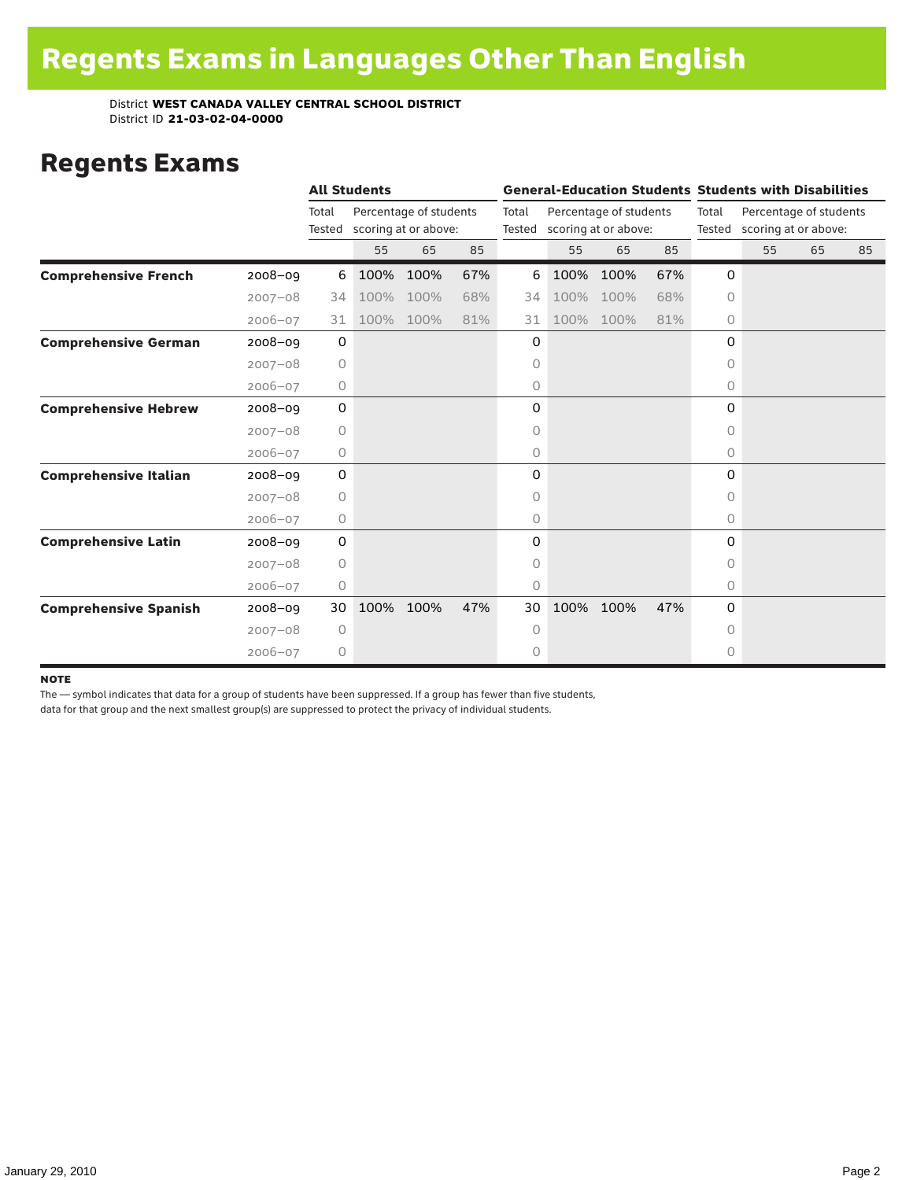# Regents Exams in Languages Other Than English

District **WEST CANADA VALLEY CENTRAL SCHOOL DISTRICT**
District ID **21-03-02-04-0000**

## Regents Exams

| | | All Students | | | | General-Education Students | | | | Students with Disabilities | | | |
|---|---|---|---|---|---|---|---|---|---|---|---|---|---|
| | | Total Tested | Percentage of students scoring at or above: | | | Total Tested | Percentage of students scoring at or above: | | | Total Tested | Percentage of students scoring at or above: | | |
| | | | 55 | 65 | 85 | | 55 | 65 | 85 | | 55 | 65 | 85 |
| **Comprehensive French** | 2008–09 | 6 | 100% | 100% | 67% | 6 | 100% | 100% | 67% | 0 | | | |
| | 2007–08 | 34 | 100% | 100% | 68% | 34 | 100% | 100% | 68% | 0 | | | |
| | 2006–07 | 31 | 100% | 100% | 81% | 31 | 100% | 100% | 81% | 0 | | | |
| **Comprehensive German** | 2008–09 | 0 | | | | 0 | | | | 0 | | | |
| | 2007–08 | 0 | | | | 0 | | | | 0 | | | |
| | 2006–07 | 0 | | | | 0 | | | | 0 | | | |
| **Comprehensive Hebrew** | 2008–09 | 0 | | | | 0 | | | | 0 | | | |
| | 2007–08 | 0 | | | | 0 | | | | 0 | | | |
| | 2006–07 | 0 | | | | 0 | | | | 0 | | | |
| **Comprehensive Italian** | 2008–09 | 0 | | | | 0 | | | | 0 | | | |
| | 2007–08 | 0 | | | | 0 | | | | 0 | | | |
| | 2006–07 | 0 | | | | 0 | | | | 0 | | | |
| **Comprehensive Latin** | 2008–09 | 0 | | | | 0 | | | | 0 | | | |
| | 2007–08 | 0 | | | | 0 | | | | 0 | | | |
| | 2006–07 | 0 | | | | 0 | | | | 0 | | | |
| **Comprehensive Spanish** | 2008–09 | 30 | 100% | 100% | 47% | 30 | 100% | 100% | 47% | 0 | | | |
| | 2007–08 | 0 | | | | 0 | | | | 0 | | | |
| | 2006–07 | 0 | | | | 0 | | | | 0 | | | |

**NOTE**

The — symbol indicates that data for a group of students have been suppressed. If a group has fewer than five students, data for that group and the next smallest group(s) are suppressed to protect the privacy of individual students.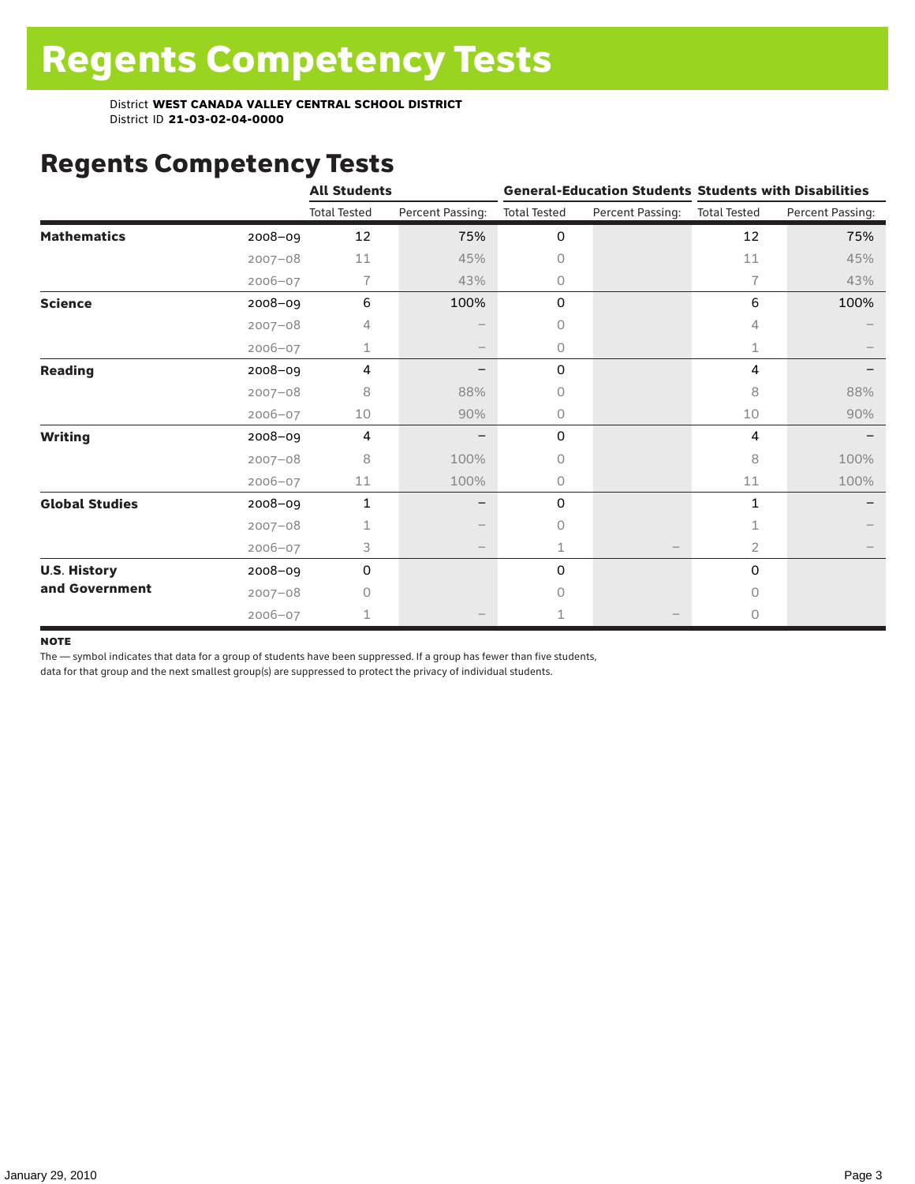# Regents Competency Tests

District **WEST CANADA VALLEY CENTRAL SCHOOL DISTRICT**
District ID **21-03-02-04-0000**

## Regents Competency Tests

| | | All Students | | General-Education Students | | Students with Disabilities | |
|---|---|---|---|---|---|---|---|
| | | Total Tested | Percent Passing: | Total Tested | Percent Passing: | Total Tested | Percent Passing: |
| **Mathematics** | 2008–09 | 12 | 75% | 0 | | 12 | 75% |
| | 2007–08 | 11 | 45% | 0 | | 11 | 45% |
| | 2006–07 | 7 | 43% | 0 | | 7 | 43% |
| **Science** | 2008–09 | 6 | 100% | 0 | | 6 | 100% |
| | 2007–08 | 4 | – | 0 | | 4 | – |
| | 2006–07 | 1 | – | 0 | | 1 | – |
| **Reading** | 2008–09 | 4 | – | 0 | | 4 | – |
| | 2007–08 | 8 | 88% | 0 | | 8 | 88% |
| | 2006–07 | 10 | 90% | 0 | | 10 | 90% |
| **Writing** | 2008–09 | 4 | – | 0 | | 4 | – |
| | 2007–08 | 8 | 100% | 0 | | 8 | 100% |
| | 2006–07 | 11 | 100% | 0 | | 11 | 100% |
| **Global Studies** | 2008–09 | 1 | – | 0 | | 1 | – |
| | 2007–08 | 1 | – | 0 | | 1 | – |
| | 2006–07 | 3 | – | 1 | – | 2 | – |
| **U.S. History and Government** | 2008–09 | 0 | | 0 | | 0 | |
| | 2007–08 | 0 | | 0 | | 0 | |
| | 2006–07 | 1 | – | 1 | – | 0 | |

**NOTE**

The — symbol indicates that data for a group of students have been suppressed. If a group has fewer than five students, data for that group and the next smallest group(s) are suppressed to protect the privacy of individual students.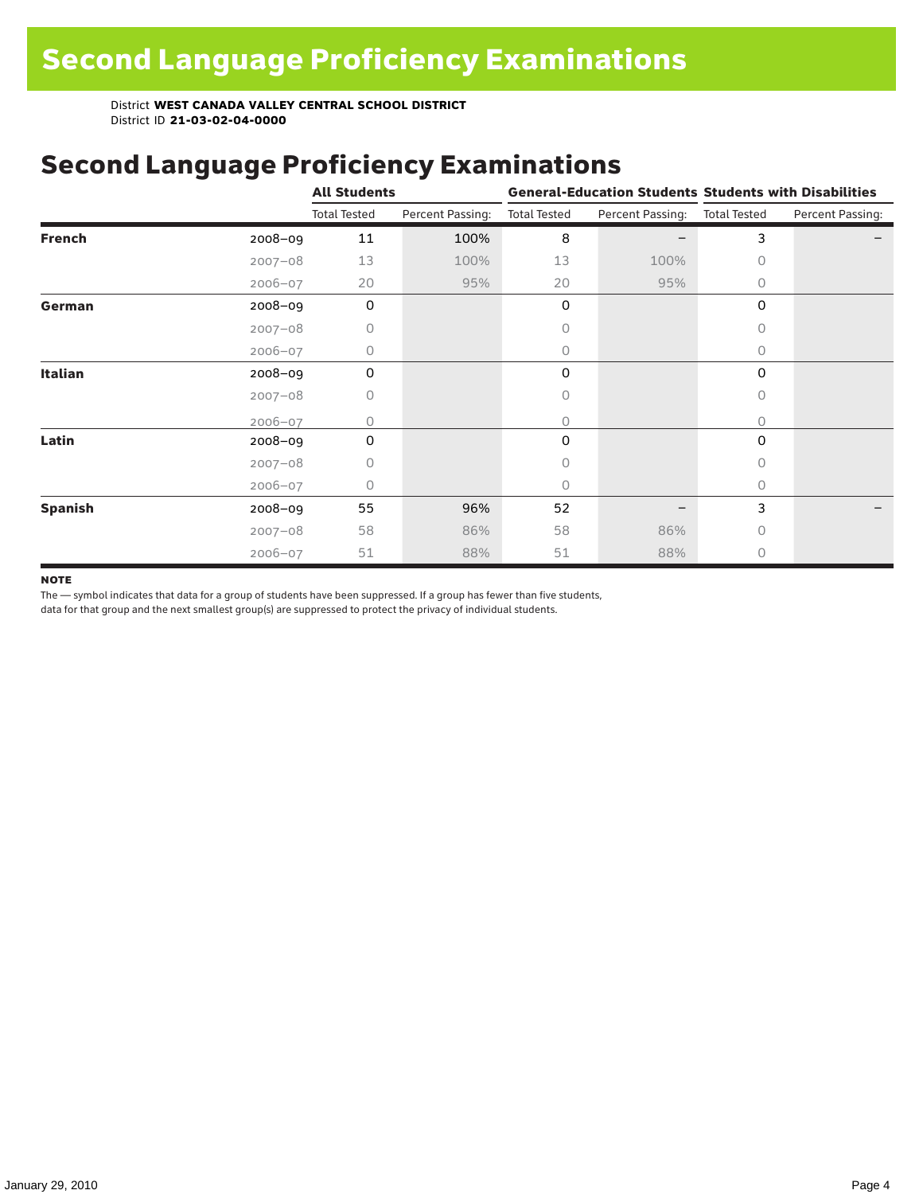# Second Language Proficiency Examinations

District **WEST CANADA VALLEY CENTRAL SCHOOL DISTRICT**
District ID **21-03-02-04-0000**

## Second Language Proficiency Examinations

| | | All Students | | General-Education Students | | Students with Disabilities | |
|---|---|---|---|---|---|---|---|
| | | Total Tested | Percent Passing: | Total Tested | Percent Passing: | Total Tested | Percent Passing: |
| **French** | 2008–09 | 11 | 100% | 8 | – | 3 | – |
| | 2007–08 | 13 | 100% | 13 | 100% | 0 | |
| | 2006–07 | 20 | 95% | 20 | 95% | 0 | |
| **German** | 2008–09 | 0 | | 0 | | 0 | |
| | 2007–08 | 0 | | 0 | | 0 | |
| | 2006–07 | 0 | | 0 | | 0 | |
| **Italian** | 2008–09 | 0 | | 0 | | 0 | |
| | 2007–08 | 0 | | 0 | | 0 | |
| | 2006–07 | 0 | | 0 | | 0 | |
| **Latin** | 2008–09 | 0 | | 0 | | 0 | |
| | 2007–08 | 0 | | 0 | | 0 | |
| | 2006–07 | 0 | | 0 | | 0 | |
| **Spanish** | 2008–09 | 55 | 96% | 52 | – | 3 | – |
| | 2007–08 | 58 | 86% | 58 | 86% | 0 | |
| | 2006–07 | 51 | 88% | 51 | 88% | 0 | |

**NOTE**

The — symbol indicates that data for a group of students have been suppressed. If a group has fewer than five students, data for that group and the next smallest group(s) are suppressed to protect the privacy of individual students.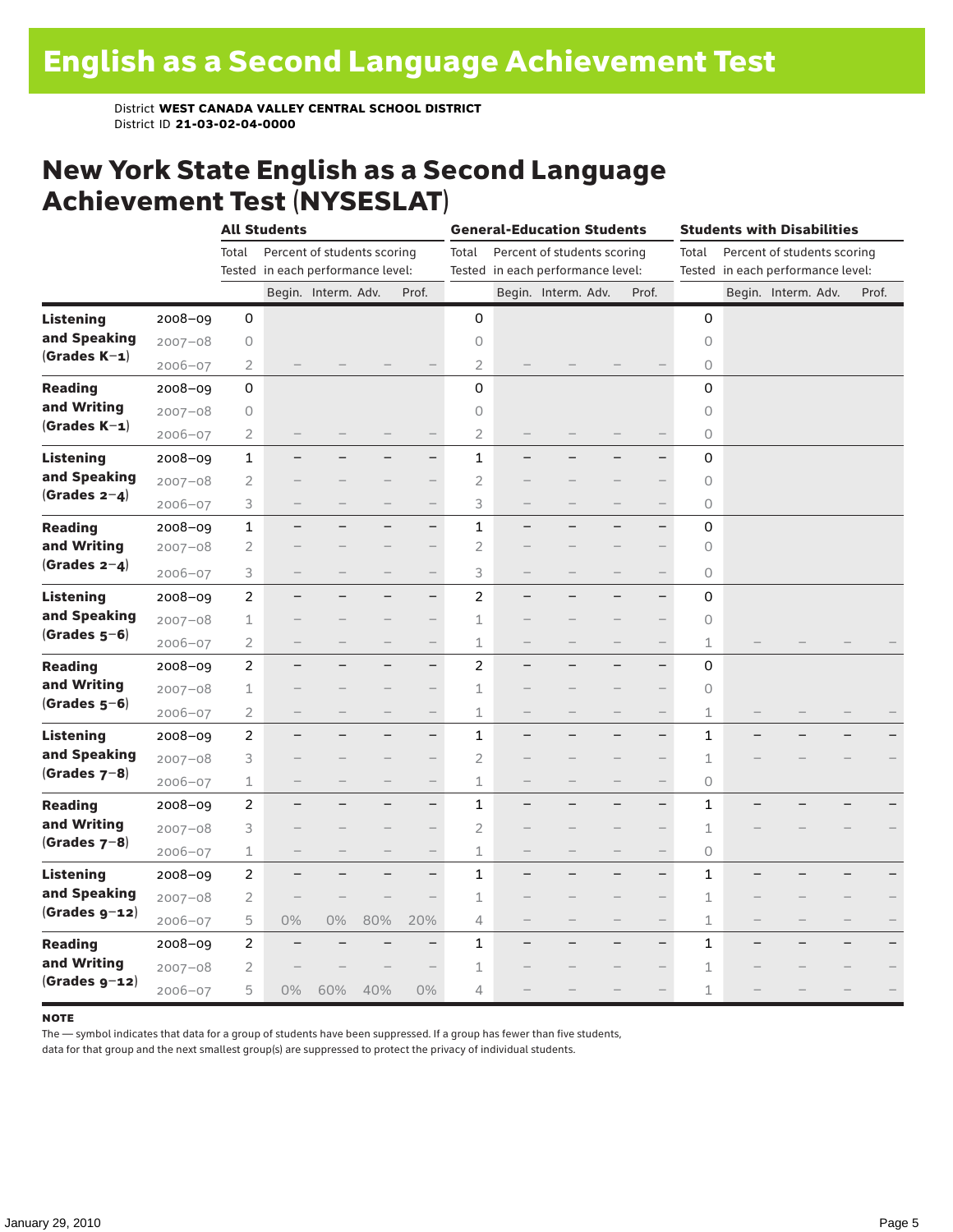# English as a Second Language Achievement Test

District **WEST CANADA VALLEY CENTRAL SCHOOL DISTRICT**
District ID **21-03-02-04-0000**

## New York State English as a Second Language Achievement Test (NYSESLAT)

| | | All Students | | | | | General-Education Students | | | | | Students with Disabilities | | | | |
|---|---|---|---|---|---|---|---|---|---|---|---|---|---|---|---|---|
| | | Total Tested | Percent of students scoring in each performance level: | | | | Total Tested | Percent of students scoring in each performance level: | | | | Total Tested | Percent of students scoring in each performance level: | | | |
| | | | Begin. | Interm. | Adv. | Prof. | | Begin. | Interm. | Adv. | Prof. | | Begin. | Interm. | Adv. | Prof. |
| **Listening and Speaking (Grades K–1)** | 2008–09 | 0 | | | | | 0 | | | | | 0 | | | | |
| | 2007–08 | 0 | | | | | 0 | | | | | 0 | | | | |
| | 2006–07 | 2 | – | – | – | – | 2 | – | – | – | – | 0 | | | | |
| **Reading and Writing (Grades K–1)** | 2008–09 | 0 | | | | | 0 | | | | | 0 | | | | |
| | 2007–08 | 0 | | | | | 0 | | | | | 0 | | | | |
| | 2006–07 | 2 | – | – | – | – | 2 | – | – | – | – | 0 | | | | |
| **Listening and Speaking (Grades 2–4)** | 2008–09 | 1 | – | – | – | – | 1 | – | – | – | – | 0 | | | | |
| | 2007–08 | 2 | – | – | – | – | 2 | – | – | – | – | 0 | | | | |
| | 2006–07 | 3 | – | – | – | – | 3 | – | – | – | – | 0 | | | | |
| **Reading and Writing (Grades 2–4)** | 2008–09 | 1 | – | – | – | – | 1 | – | – | – | – | 0 | | | | |
| | 2007–08 | 2 | – | – | – | – | 2 | – | – | – | – | 0 | | | | |
| | 2006–07 | 3 | – | – | – | – | 3 | – | – | – | – | 0 | | | | |
| **Listening and Speaking (Grades 5–6)** | 2008–09 | 2 | – | – | – | – | 2 | – | – | – | – | 0 | | | | |
| | 2007–08 | 1 | – | – | – | – | 1 | – | – | – | – | 0 | | | | |
| | 2006–07 | 2 | – | – | – | – | 1 | – | – | – | – | 1 | – | – | – | – |
| **Reading and Writing (Grades 5–6)** | 2008–09 | 2 | – | – | – | – | 2 | – | – | – | – | 0 | | | | |
| | 2007–08 | 1 | – | – | – | – | 1 | – | – | – | – | 0 | | | | |
| | 2006–07 | 2 | – | – | – | – | 1 | – | – | – | – | 1 | – | – | – | – |
| **Listening and Speaking (Grades 7–8)** | 2008–09 | 2 | – | – | – | – | 1 | – | – | – | – | 1 | – | – | – | – |
| | 2007–08 | 3 | – | – | – | – | 2 | – | – | – | – | 1 | – | – | – | – |
| | 2006–07 | 1 | – | – | – | – | 1 | – | – | – | – | 0 | | | | |
| **Reading and Writing (Grades 7–8)** | 2008–09 | 2 | – | – | – | – | 1 | – | – | – | – | 1 | – | – | – | – |
| | 2007–08 | 3 | – | – | – | – | 2 | – | – | – | – | 1 | – | – | – | – |
| | 2006–07 | 1 | – | – | – | – | 1 | – | – | – | – | 0 | | | | |
| **Listening and Speaking (Grades 9–12)** | 2008–09 | 2 | – | – | – | – | 1 | – | – | – | – | 1 | – | – | – | – |
| | 2007–08 | 2 | – | – | – | – | 1 | – | – | – | – | 1 | – | – | – | – |
| | 2006–07 | 5 | 0% | 0% | 80% | 20% | 4 | – | – | – | – | 1 | – | – | – | – |
| **Reading and Writing (Grades 9–12)** | 2008–09 | 2 | – | – | – | – | 1 | – | – | – | – | 1 | – | – | – | – |
| | 2007–08 | 2 | – | – | – | – | 1 | – | – | – | – | 1 | – | – | – | – |
| | 2006–07 | 5 | 0% | 60% | 40% | 0% | 4 | – | – | – | – | 1 | – | – | – | – |

**NOTE**
The — symbol indicates that data for a group of students have been suppressed. If a group has fewer than five students, data for that group and the next smallest group(s) are suppressed to protect the privacy of individual students.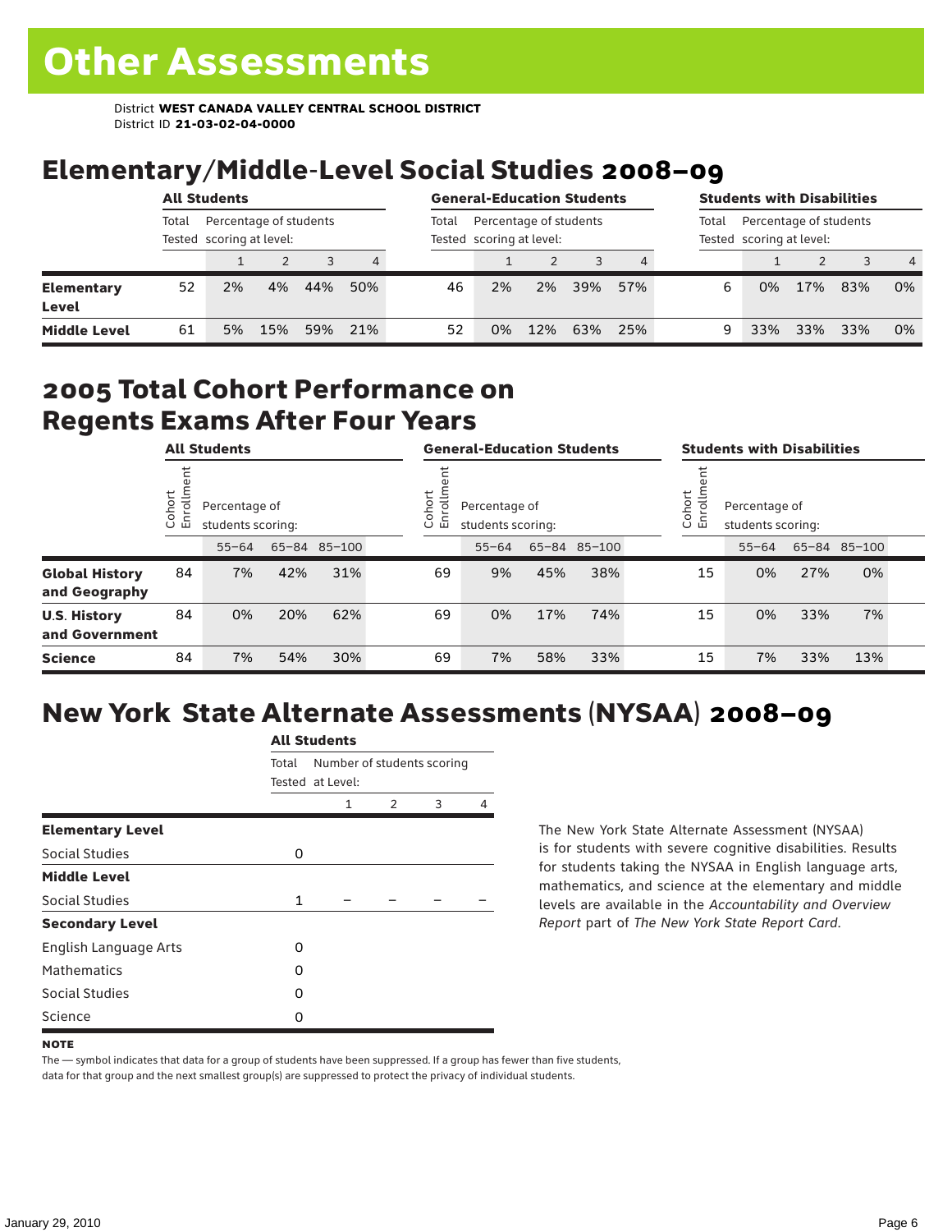# Other Assessments

District **WEST CANADA VALLEY CENTRAL SCHOOL DISTRICT**
District ID **21-03-02-04-0000**

## Elementary/Middle-Level Social Studies 2008–09

| | All Students | | | | | General-Education Students | | | | | Students with Disabilities | | | | |
|---|---|---|---|---|---|---|---|---|---|---|---|---|---|---|---|
| | Total Tested | Percentage of students scoring at level: | | | | Total Tested | Percentage of students scoring at level: | | | | Total Tested | Percentage of students scoring at level: | | | |
| | | 1 | 2 | 3 | 4 | | 1 | 2 | 3 | 4 | | 1 | 2 | 3 | 4 |
| **Elementary Level** | 52 | 2% | 4% | 44% | 50% | 46 | 2% | 2% | 39% | 57% | 6 | 0% | 17% | 83% | 0% |
| **Middle Level** | 61 | 5% | 15% | 59% | 21% | 52 | 0% | 12% | 63% | 25% | 9 | 33% | 33% | 33% | 0% |

## 2005 Total Cohort Performance on Regents Exams After Four Years

| | All Students | | | | General-Education Students | | | | Students with Disabilities | | | |
|---|---|---|---|---|---|---|---|---|---|---|---|---|
| | Cohort Enrollment | Percentage of students scoring: | | | Cohort Enrollment | Percentage of students scoring: | | | Cohort Enrollment | Percentage of students scoring: | | |
| | | 55–64 | 65–84 | 85–100 | | 55–64 | 65–84 | 85–100 | | 55–64 | 65–84 | 85–100 |
| **Global History and Geography** | 84 | 7% | 42% | 31% | 69 | 9% | 45% | 38% | 15 | 0% | 27% | 0% |
| **U.S. History and Government** | 84 | 0% | 20% | 62% | 69 | 0% | 17% | 74% | 15 | 0% | 33% | 7% |
| **Science** | 84 | 7% | 54% | 30% | 69 | 7% | 58% | 33% | 15 | 7% | 33% | 13% |

## New York State Alternate Assessments (NYSAA) 2008–09

| | All Students | | | | |
|---|---|---|---|---|---|
| | Total Tested | Number of students scoring at Level: | | | |
| | | 1 | 2 | 3 | 4 |
| **Elementary Level** | | | | | |
| Social Studies | 0 | | | | |
| **Middle Level** | | | | | |
| Social Studies | 1 | – | – | – | – |
| **Secondary Level** | | | | | |
| English Language Arts | 0 | | | | |
| Mathematics | 0 | | | | |
| Social Studies | 0 | | | | |
| Science | 0 | | | | |

The New York State Alternate Assessment (NYSAA) is for students with severe cognitive disabilities. Results for students taking the NYSAA in English language arts, mathematics, and science at the elementary and middle levels are available in the *Accountability and Overview Report* part of *The New York State Report Card*.

**NOTE**

The — symbol indicates that data for a group of students have been suppressed. If a group has fewer than five students, data for that group and the next smallest group(s) are suppressed to protect the privacy of individual students.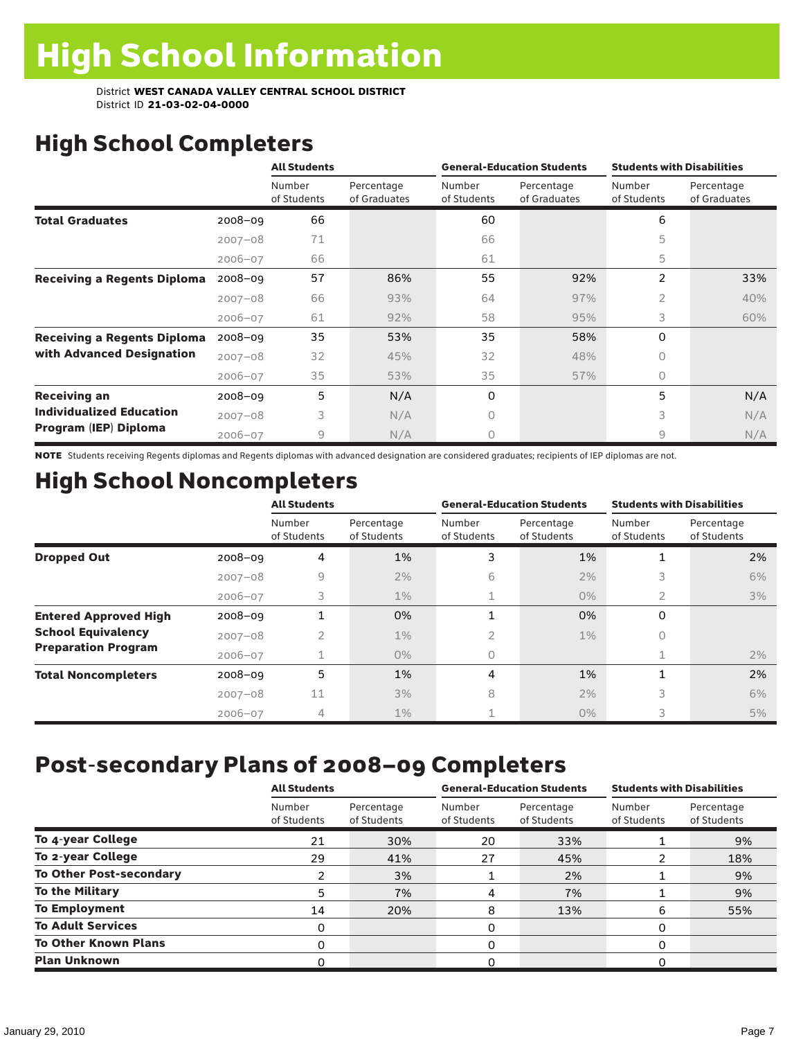# High School Information

District **WEST CANADA VALLEY CENTRAL SCHOOL DISTRICT**
District ID **21-03-02-04-0000**

## High School Completers

| | | All Students | | General-Education Students | | Students with Disabilities | |
|---|---|---|---|---|---|---|---|
| | | Number of Students | Percentage of Graduates | Number of Students | Percentage of Graduates | Number of Students | Percentage of Graduates |
| **Total Graduates** | 2008–09 | 66 | | 60 | | 6 | |
| | 2007–08 | 71 | | 66 | | 5 | |
| | 2006–07 | 66 | | 61 | | 5 | |
| **Receiving a Regents Diploma** | 2008–09 | 57 | 86% | 55 | 92% | 2 | 33% |
| | 2007–08 | 66 | 93% | 64 | 97% | 2 | 40% |
| | 2006–07 | 61 | 92% | 58 | 95% | 3 | 60% |
| **Receiving a Regents Diploma with Advanced Designation** | 2008–09 | 35 | 53% | 35 | 58% | 0 | |
| | 2007–08 | 32 | 45% | 32 | 48% | 0 | |
| | 2006–07 | 35 | 53% | 35 | 57% | 0 | |
| **Receiving an Individualized Education Program (IEP) Diploma** | 2008–09 | 5 | N/A | 0 | | 5 | N/A |
| | 2007–08 | 3 | N/A | 0 | | 3 | N/A |
| | 2006–07 | 9 | N/A | 0 | | 9 | N/A |

**NOTE** Students receiving Regents diplomas and Regents diplomas with advanced designation are considered graduates; recipients of IEP diplomas are not.

## High School Noncompleters

| | | All Students | | General-Education Students | | Students with Disabilities | |
|---|---|---|---|---|---|---|---|
| | | Number of Students | Percentage of Students | Number of Students | Percentage of Students | Number of Students | Percentage of Students |
| **Dropped Out** | 2008–09 | 4 | 1% | 3 | 1% | 1 | 2% |
| | 2007–08 | 9 | 2% | 6 | 2% | 3 | 6% |
| | 2006–07 | 3 | 1% | 1 | 0% | 2 | 3% |
| **Entered Approved High School Equivalency Preparation Program** | 2008–09 | 1 | 0% | 1 | 0% | 0 | |
| | 2007–08 | 2 | 1% | 2 | 1% | 0 | |
| | 2006–07 | 1 | 0% | 0 | | 1 | 2% |
| **Total Noncompleters** | 2008–09 | 5 | 1% | 4 | 1% | 1 | 2% |
| | 2007–08 | 11 | 3% | 8 | 2% | 3 | 6% |
| | 2006–07 | 4 | 1% | 1 | 0% | 3 | 5% |

## Post-secondary Plans of 2008–09 Completers

| | All Students | | General-Education Students | | Students with Disabilities | |
|---|---|---|---|---|---|---|
| | Number of Students | Percentage of Students | Number of Students | Percentage of Students | Number of Students | Percentage of Students |
| **To 4-year College** | 21 | 30% | 20 | 33% | 1 | 9% |
| **To 2-year College** | 29 | 41% | 27 | 45% | 2 | 18% |
| **To Other Post-secondary** | 2 | 3% | 1 | 2% | 1 | 9% |
| **To the Military** | 5 | 7% | 4 | 7% | 1 | 9% |
| **To Employment** | 14 | 20% | 8 | 13% | 6 | 55% |
| **To Adult Services** | 0 | | 0 | | 0 | |
| **To Other Known Plans** | 0 | | 0 | | 0 | |
| **Plan Unknown** | 0 | | 0 | | 0 | |